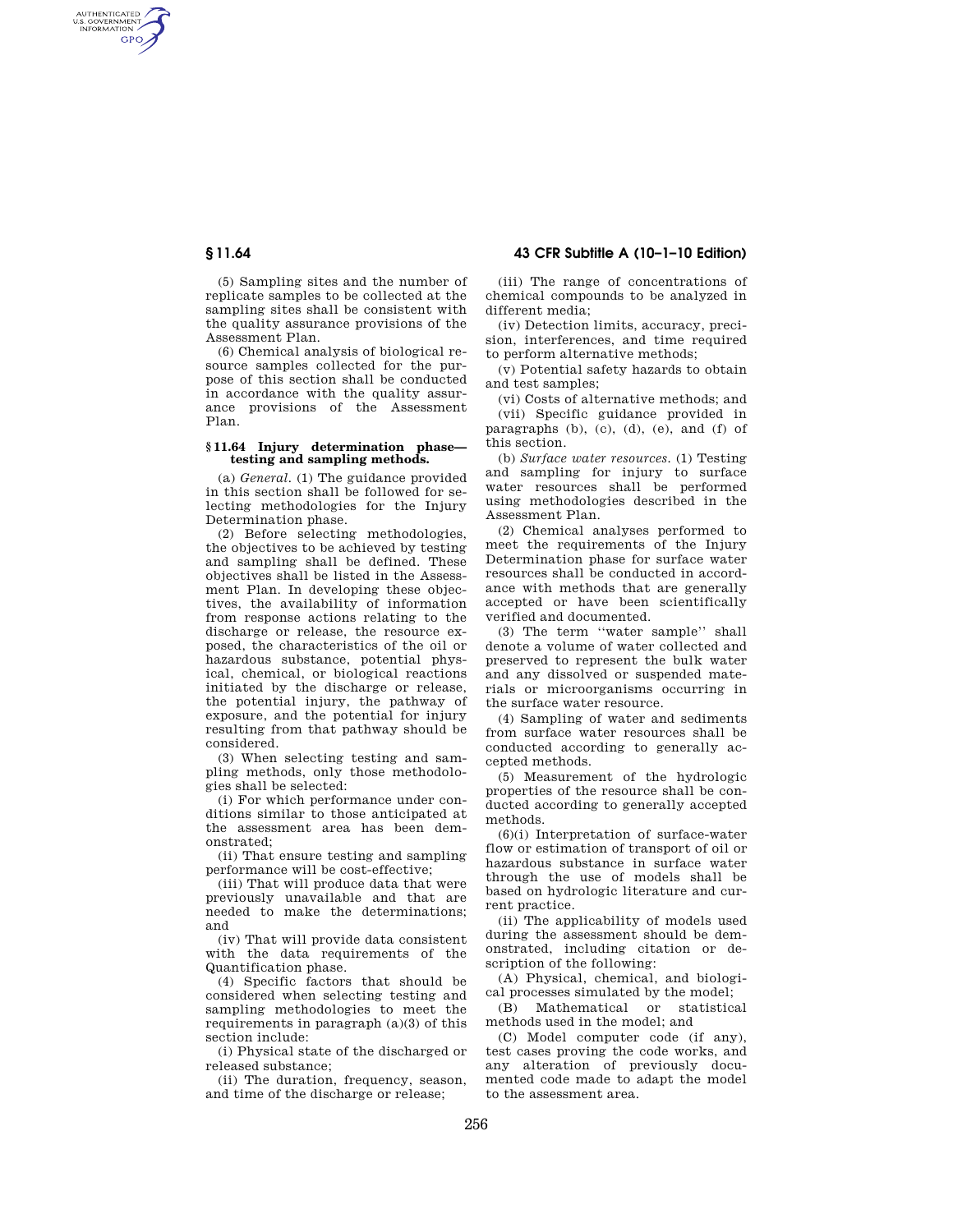(5) Sampling sites and the number of replicate samples to be collected at the sampling sites shall be consistent with the quality assurance provisions of the Assessment Plan.

(6) Chemical analysis of biological resource samples collected for the purpose of this section shall be conducted in accordance with the quality assurance provisions of the Assessment Plan.

### § 11.64 Injury determination phase—testing and sampling methods.

(a) *General.* (1) The guidance provided in this section shall be followed for selecting methodologies for the Injury Determination phase.

(2) Before selecting methodologies, the objectives to be achieved by testing and sampling shall be defined. These objectives shall be listed in the Assessment Plan. In developing these objectives, the availability of information from response actions relating to the discharge or release, the resource exposed, the characteristics of the oil or hazardous substance, potential physical, chemical, or biological reactions initiated by the discharge or release, the potential injury, the pathway of exposure, and the potential for injury resulting from that pathway should be considered.

(3) When selecting testing and sampling methods, only those methodologies shall be selected:

(i) For which performance under conditions similar to those anticipated at the assessment area has been demonstrated;

(ii) That ensure testing and sampling performance will be cost-effective;

(iii) That will produce data that were previously unavailable and that are needed to make the determinations; and

(iv) That will provide data consistent with the data requirements of the Quantification phase.

(4) Specific factors that should be considered when selecting testing and sampling methodologies to meet the requirements in paragraph (a)(3) of this section include:

(i) Physical state of the discharged or released substance;

(ii) The duration, frequency, season, and time of the discharge or release;

(iii) The range of concentrations of chemical compounds to be analyzed in different media;

(iv) Detection limits, accuracy, precision, interferences, and time required to perform alternative methods;

(v) Potential safety hazards to obtain and test samples;

(vi) Costs of alternative methods; and

(vii) Specific guidance provided in paragraphs (b), (c), (d), (e), and (f) of this section.

(b) *Surface water resources.* (1) Testing and sampling for injury to surface water resources shall be performed using methodologies described in the Assessment Plan.

(2) Chemical analyses performed to meet the requirements of the Injury Determination phase for surface water resources shall be conducted in accordance with methods that are generally accepted or have been scientifically verified and documented.

(3) The term "water sample" shall denote a volume of water collected and preserved to represent the bulk water and any dissolved or suspended materials or microorganisms occurring in the surface water resource.

(4) Sampling of water and sediments from surface water resources shall be conducted according to generally accepted methods.

(5) Measurement of the hydrologic properties of the resource shall be conducted according to generally accepted methods.

(6)(i) Interpretation of surface-water flow or estimation of transport of oil or hazardous substance in surface water through the use of models shall be based on hydrologic literature and current practice.

(ii) The applicability of models used during the assessment should be demonstrated, including citation or description of the following:

(A) Physical, chemical, and biological processes simulated by the model;

(B) Mathematical or statistical methods used in the model; and

(C) Model computer code (if any), test cases proving the code works, and any alteration of previously documented code made to adapt the model to the assessment area.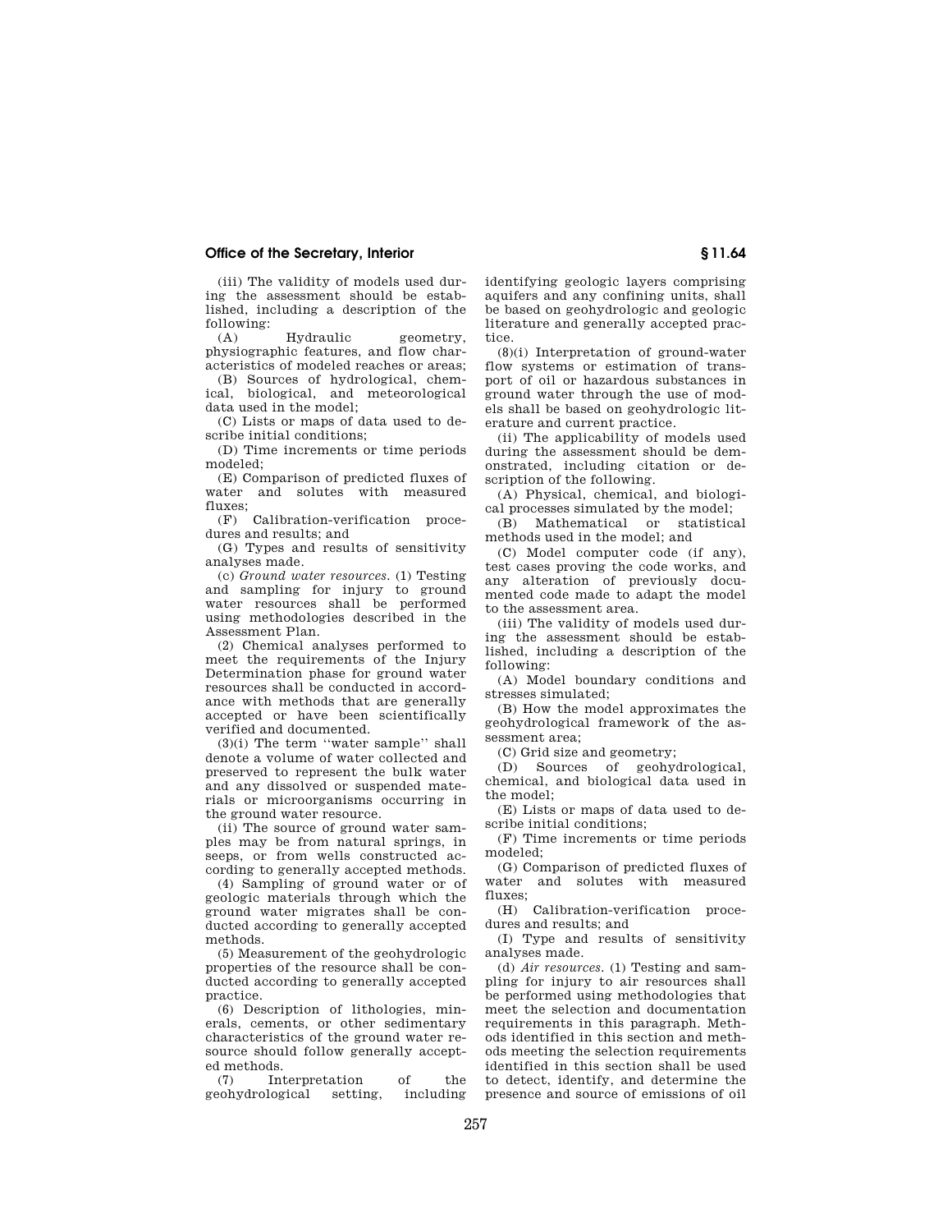(iii) The validity of models used during the assessment should be established, including a description of the following:

(A) Hydraulic geometry, physiographic features, and flow characteristics of modeled reaches or areas;

(B) Sources of hydrological, chemical, biological, and meteorological data used in the model;

(C) Lists or maps of data used to describe initial conditions;

(D) Time increments or time periods modeled;

(E) Comparison of predicted fluxes of water and solutes with measured fluxes;

(F) Calibration-verification procedures and results; and

(G) Types and results of sensitivity analyses made.

(c) *Ground water resources.* (1) Testing and sampling for injury to ground water resources shall be performed using methodologies described in the Assessment Plan.

(2) Chemical analyses performed to meet the requirements of the Injury Determination phase for ground water resources shall be conducted in accordance with methods that are generally accepted or have been scientifically verified and documented.

(3)(i) The term ''water sample'' shall denote a volume of water collected and preserved to represent the bulk water and any dissolved or suspended materials or microorganisms occurring in the ground water resource.

(ii) The source of ground water samples may be from natural springs, in seeps, or from wells constructed according to generally accepted methods.

(4) Sampling of ground water or of geologic materials through which the ground water migrates shall be conducted according to generally accepted methods.

(5) Measurement of the geohydrologic properties of the resource shall be conducted according to generally accepted practice.

(6) Description of lithologies, minerals, cements, or other sedimentary characteristics of the ground water resource should follow generally accepted methods.

(7) Interpretation of the geohydrological setting, including identifying geologic layers comprising aquifers and any confining units, shall be based on geohydrologic and geologic literature and generally accepted practice.

(8)(i) Interpretation of ground-water flow systems or estimation of transport of oil or hazardous substances in ground water through the use of models shall be based on geohydrologic literature and current practice.

(ii) The applicability of models used during the assessment should be demonstrated, including citation or description of the following.

(A) Physical, chemical, and biological processes simulated by the model;

(B) Mathematical or statistical methods used in the model; and

(C) Model computer code (if any), test cases proving the code works, and any alteration of previously documented code made to adapt the model to the assessment area.

(iii) The validity of models used during the assessment should be established, including a description of the following:

(A) Model boundary conditions and stresses simulated;

(B) How the model approximates the geohydrological framework of the assessment area;

(C) Grid size and geometry;

(D) Sources of geohydrological, chemical, and biological data used in the model;

(E) Lists or maps of data used to describe initial conditions;

(F) Time increments or time periods modeled;

(G) Comparison of predicted fluxes of water and solutes with measured fluxes;

(H) Calibration-verification procedures and results; and

(I) Type and results of sensitivity analyses made.

(d) *Air resources.* (1) Testing and sampling for injury to air resources shall be performed using methodologies that meet the selection and documentation requirements in this paragraph. Methods identified in this section and methods meeting the selection requirements identified in this section shall be used to detect, identify, and determine the presence and source of emissions of oil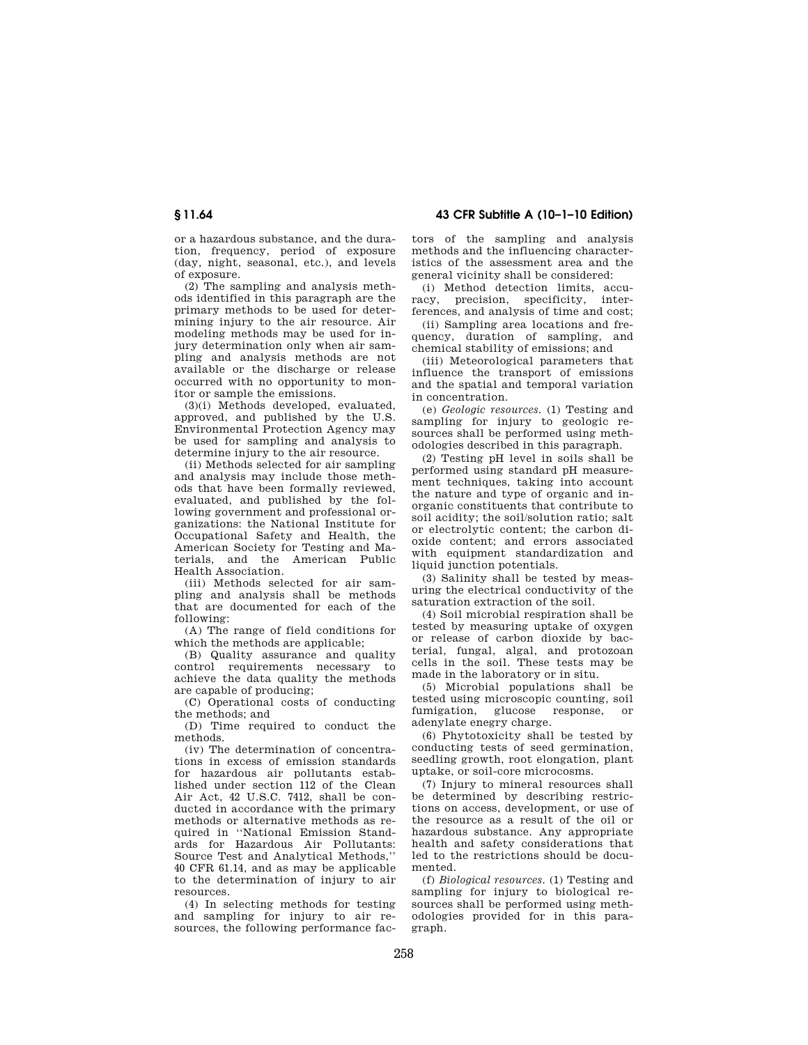or a hazardous substance, and the duration, frequency, period of exposure (day, night, seasonal, etc.), and levels of exposure.

(2) The sampling and analysis methods identified in this paragraph are the primary methods to be used for determining injury to the air resource. Air modeling methods may be used for injury determination only when air sampling and analysis methods are not available or the discharge or release occurred with no opportunity to monitor or sample the emissions.

(3)(i) Methods developed, evaluated, approved, and published by the U.S. Environmental Protection Agency may be used for sampling and analysis to determine injury to the air resource.

(ii) Methods selected for air sampling and analysis may include those methods that have been formally reviewed, evaluated, and published by the following government and professional organizations: the National Institute for Occupational Safety and Health, the American Society for Testing and Materials, and the American Public Health Association.

(iii) Methods selected for air sampling and analysis shall be methods that are documented for each of the following:

(A) The range of field conditions for which the methods are applicable;

(B) Quality assurance and quality control requirements necessary to achieve the data quality the methods are capable of producing;

(C) Operational costs of conducting the methods; and

(D) Time required to conduct the methods.

(iv) The determination of concentrations in excess of emission standards for hazardous air pollutants established under section 112 of the Clean Air Act, 42 U.S.C. 7412, shall be conducted in accordance with the primary methods or alternative methods as required in ''National Emission Standards for Hazardous Air Pollutants: Source Test and Analytical Methods,'' 40 CFR 61.14, and as may be applicable to the determination of injury to air resources.

(4) In selecting methods for testing and sampling for injury to air resources, the following performance factors of the sampling and analysis methods and the influencing characteristics of the assessment area and the general vicinity shall be considered:

(i) Method detection limits, accuracy, precision, specificity, interferences, and analysis of time and cost;

(ii) Sampling area locations and frequency, duration of sampling, and chemical stability of emissions; and

(iii) Meteorological parameters that influence the transport of emissions and the spatial and temporal variation in concentration.

(e) *Geologic resources.* (1) Testing and sampling for injury to geologic resources shall be performed using methodologies described in this paragraph.

(2) Testing pH level in soils shall be performed using standard pH measurement techniques, taking into account the nature and type of organic and inorganic constituents that contribute to soil acidity; the soil/solution ratio; salt or electrolytic content; the carbon dioxide content; and errors associated with equipment standardization and liquid junction potentials.

(3) Salinity shall be tested by measuring the electrical conductivity of the saturation extraction of the soil.

(4) Soil microbial respiration shall be tested by measuring uptake of oxygen or release of carbon dioxide by bacterial, fungal, algal, and protozoan cells in the soil. These tests may be made in the laboratory or in situ.

(5) Microbial populations shall be tested using microscopic counting, soil fumigation, glucose response, or adenylate energy charge.

(6) Phytotoxicity shall be tested by conducting tests of seed germination, seedling growth, root elongation, plant uptake, or soil-core microcosms.

(7) Injury to mineral resources shall be determined by describing restrictions on access, development, or use of the resource as a result of the oil or hazardous substance. Any appropriate health and safety considerations that led to the restrictions should be documented.

(f) *Biological resources.* (1) Testing and sampling for injury to biological resources shall be performed using methodologies provided for in this paragraph.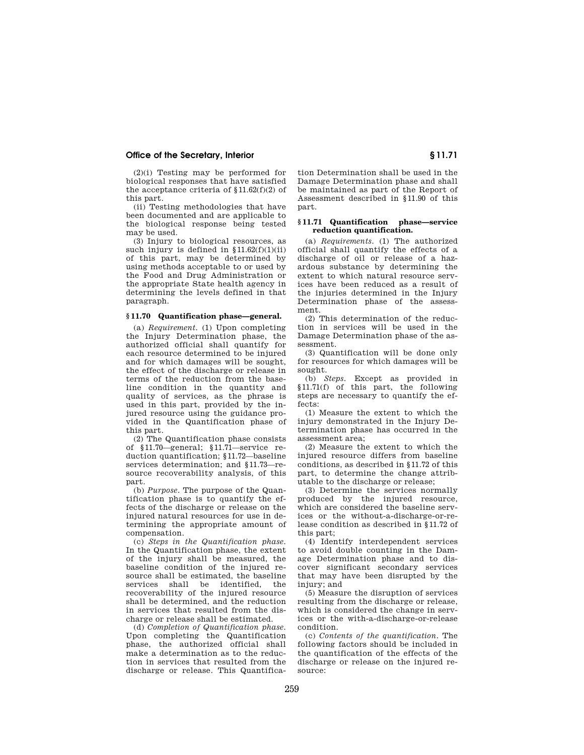(2)(i) Testing may be performed for biological responses that have satisfied the acceptance criteria of §11.62(f)(2) of this part.

(ii) Testing methodologies that have been documented and are applicable to the biological response being tested may be used.

(3) Injury to biological resources, as such injury is defined in §11.62(f)(1)(ii) of this part, may be determined by using methods acceptable to or used by the Food and Drug Administration or the appropriate State health agency in determining the levels defined in that paragraph.

### §11.70 Quantification phase—general.

(a) *Requirement.* (1) Upon completing the Injury Determination phase, the authorized official shall quantify for each resource determined to be injured and for which damages will be sought, the effect of the discharge or release in terms of the reduction from the baseline condition in the quantity and quality of services, as the phrase is used in this part, provided by the injured resource using the guidance provided in the Quantification phase of this part.

(2) The Quantification phase consists of §11.70—general; §11.71—service reduction quantification; §11.72—baseline services determination; and §11.73—resource recoverability analysis, of this part.

(b) *Purpose.* The purpose of the Quantification phase is to quantify the effects of the discharge or release on the injured natural resources for use in determining the appropriate amount of compensation.

(c) *Steps in the Quantification phase.* In the Quantification phase, the extent of the injury shall be measured, the baseline condition of the injured resource shall be estimated, the baseline services shall be identified, the recoverability of the injured resource shall be determined, and the reduction in services that resulted from the discharge or release shall be estimated.

(d) *Completion of Quantification phase.* Upon completing the Quantification phase, the authorized official shall make a determination as to the reduction in services that resulted from the discharge or release. This Quantification Determination shall be used in the Damage Determination phase and shall be maintained as part of the Report of Assessment described in §11.90 of this part.

### §11.71 Quantification phase—service reduction quantification.

(a) *Requirements.* (1) The authorized official shall quantify the effects of a discharge of oil or release of a hazardous substance by determining the extent to which natural resource services have been reduced as a result of the injuries determined in the Injury Determination phase of the assessment.

(2) This determination of the reduction in services will be used in the Damage Determination phase of the assessment.

(3) Quantification will be done only for resources for which damages will be sought.

(b) *Steps.* Except as provided in §11.71(f) of this part, the following steps are necessary to quantify the effects:

(1) Measure the extent to which the injury demonstrated in the Injury Determination phase has occurred in the assessment area;

(2) Measure the extent to which the injured resource differs from baseline conditions, as described in §11.72 of this part, to determine the change attributable to the discharge or release;

(3) Determine the services normally produced by the injured resource, which are considered the baseline services or the without-a-discharge-or-release condition as described in §11.72 of this part;

(4) Identify interdependent services to avoid double counting in the Damage Determination phase and to discover significant secondary services that may have been disrupted by the injury; and

(5) Measure the disruption of services resulting from the discharge or release, which is considered the change in services or the with-a-discharge-or-release condition.

(c) *Contents of the quantification.* The following factors should be included in the quantification of the effects of the discharge or release on the injured resource: